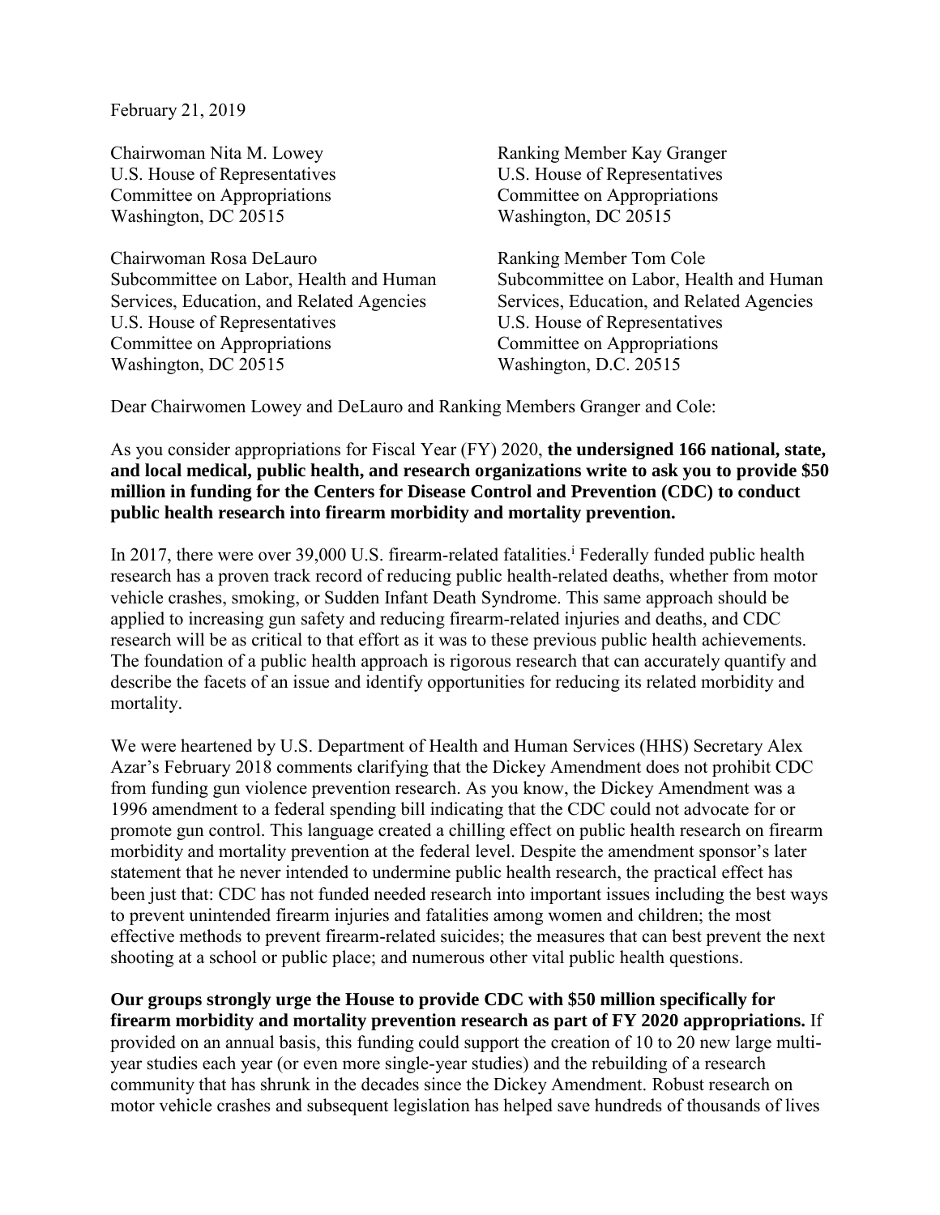February 21, 2019

Chairwoman Nita M. Lowey
U.S. House of Representatives
Committee on Appropriations
Washington, DC 20515

Ranking Member Kay Granger
U.S. House of Representatives
Committee on Appropriations
Washington, DC 20515

Chairwoman Rosa DeLauro
Subcommittee on Labor, Health and Human Services, Education, and Related Agencies
U.S. House of Representatives
Committee on Appropriations
Washington, DC 20515

Ranking Member Tom Cole
Subcommittee on Labor, Health and Human Services, Education, and Related Agencies
U.S. House of Representatives
Committee on Appropriations
Washington, D.C. 20515

Dear Chairwomen Lowey and DeLauro and Ranking Members Granger and Cole:

As you consider appropriations for Fiscal Year (FY) 2020, **the undersigned 166 national, state, and local medical, public health, and research organizations write to ask you to provide $50 million in funding for the Centers for Disease Control and Prevention (CDC) to conduct public health research into firearm morbidity and mortality prevention.**

In 2017, there were over 39,000 U.S. firearm-related fatalities.[i] Federally funded public health research has a proven track record of reducing public health-related deaths, whether from motor vehicle crashes, smoking, or Sudden Infant Death Syndrome. This same approach should be applied to increasing gun safety and reducing firearm-related injuries and deaths, and CDC research will be as critical to that effort as it was to these previous public health achievements. The foundation of a public health approach is rigorous research that can accurately quantify and describe the facets of an issue and identify opportunities for reducing its related morbidity and mortality.

We were heartened by U.S. Department of Health and Human Services (HHS) Secretary Alex Azar's February 2018 comments clarifying that the Dickey Amendment does not prohibit CDC from funding gun violence prevention research. As you know, the Dickey Amendment was a 1996 amendment to a federal spending bill indicating that the CDC could not advocate for or promote gun control. This language created a chilling effect on public health research on firearm morbidity and mortality prevention at the federal level. Despite the amendment sponsor's later statement that he never intended to undermine public health research, the practical effect has been just that: CDC has not funded needed research into important issues including the best ways to prevent unintended firearm injuries and fatalities among women and children; the most effective methods to prevent firearm-related suicides; the measures that can best prevent the next shooting at a school or public place; and numerous other vital public health questions.

**Our groups strongly urge the House to provide CDC with $50 million specifically for firearm morbidity and mortality prevention research as part of FY 2020 appropriations.** If provided on an annual basis, this funding could support the creation of 10 to 20 new large multi-year studies each year (or even more single-year studies) and the rebuilding of a research community that has shrunk in the decades since the Dickey Amendment. Robust research on motor vehicle crashes and subsequent legislation has helped save hundreds of thousands of lives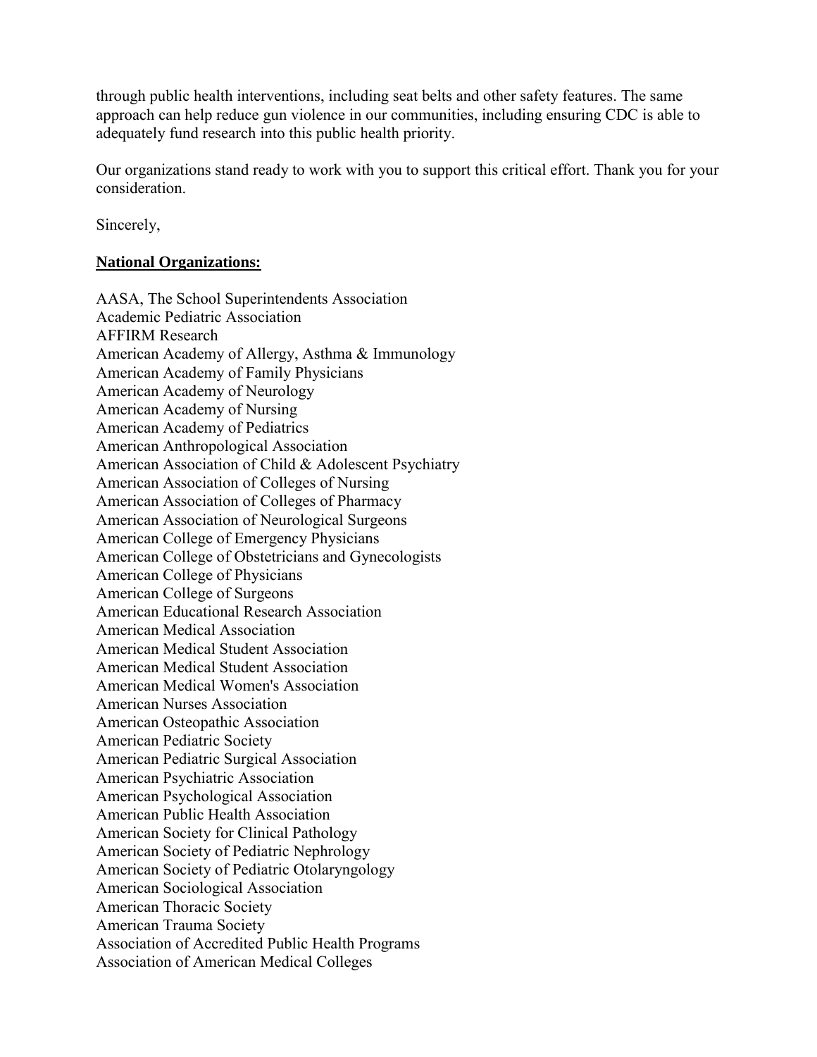through public health interventions, including seat belts and other safety features. The same approach can help reduce gun violence in our communities, including ensuring CDC is able to adequately fund research into this public health priority.

Our organizations stand ready to work with you to support this critical effort. Thank you for your consideration.

Sincerely,

**National Organizations:**

AASA, The School Superintendents Association
Academic Pediatric Association
AFFIRM Research
American Academy of Allergy, Asthma & Immunology
American Academy of Family Physicians
American Academy of Neurology
American Academy of Nursing
American Academy of Pediatrics
American Anthropological Association
American Association of Child & Adolescent Psychiatry
American Association of Colleges of Nursing
American Association of Colleges of Pharmacy
American Association of Neurological Surgeons
American College of Emergency Physicians
American College of Obstetricians and Gynecologists
American College of Physicians
American College of Surgeons
American Educational Research Association
American Medical Association
American Medical Student Association
American Medical Student Association
American Medical Women's Association
American Nurses Association
American Osteopathic Association
American Pediatric Society
American Pediatric Surgical Association
American Psychiatric Association
American Psychological Association
American Public Health Association
American Society for Clinical Pathology
American Society of Pediatric Nephrology
American Society of Pediatric Otolaryngology
American Sociological Association
American Thoracic Society
American Trauma Society
Association of Accredited Public Health Programs
Association of American Medical Colleges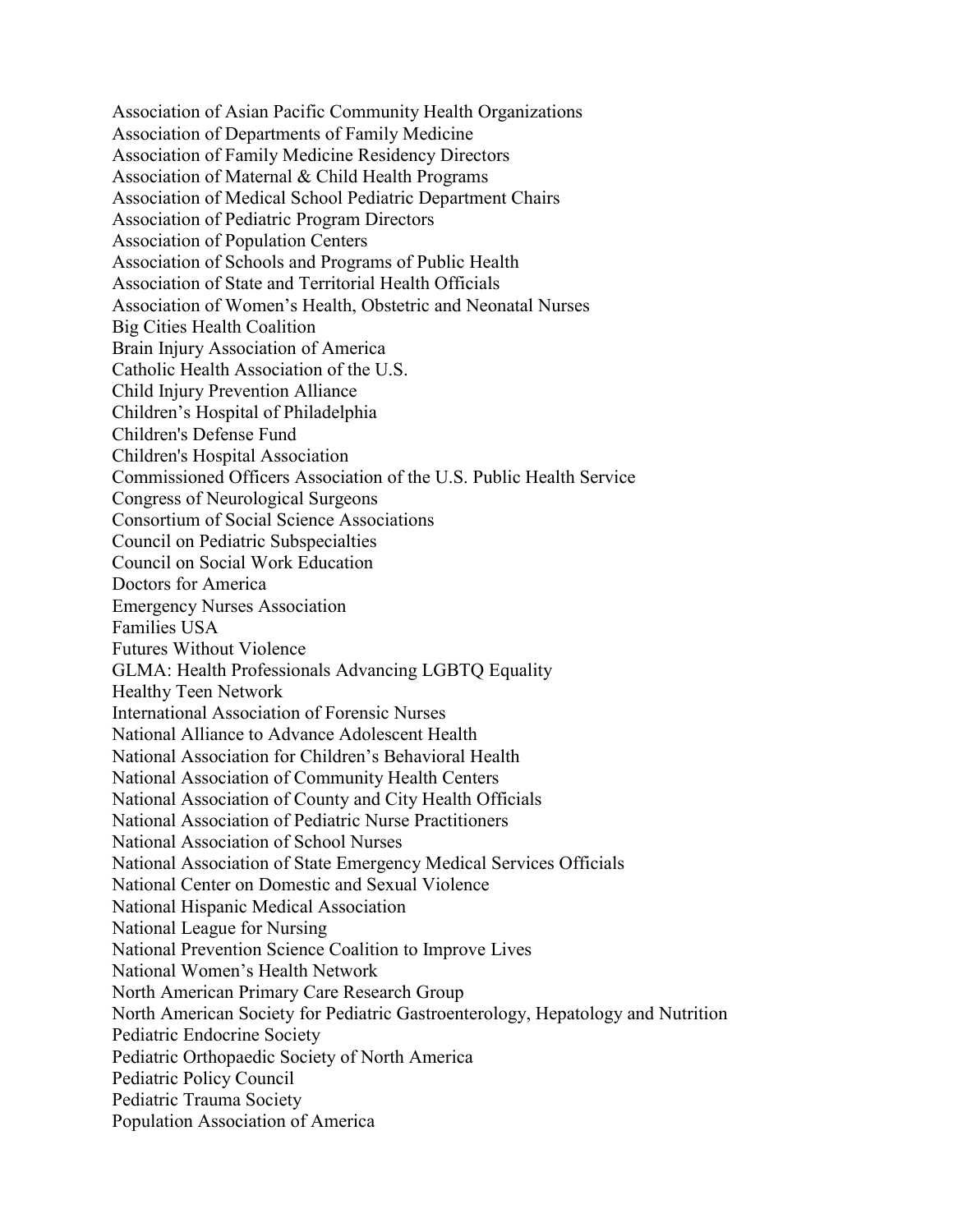Association of Asian Pacific Community Health Organizations
Association of Departments of Family Medicine
Association of Family Medicine Residency Directors
Association of Maternal & Child Health Programs
Association of Medical School Pediatric Department Chairs
Association of Pediatric Program Directors
Association of Population Centers
Association of Schools and Programs of Public Health
Association of State and Territorial Health Officials
Association of Women's Health, Obstetric and Neonatal Nurses
Big Cities Health Coalition
Brain Injury Association of America
Catholic Health Association of the U.S.
Child Injury Prevention Alliance
Children's Hospital of Philadelphia
Children's Defense Fund
Children's Hospital Association
Commissioned Officers Association of the U.S. Public Health Service
Congress of Neurological Surgeons
Consortium of Social Science Associations
Council on Pediatric Subspecialties
Council on Social Work Education
Doctors for America
Emergency Nurses Association
Families USA
Futures Without Violence
GLMA: Health Professionals Advancing LGBTQ Equality
Healthy Teen Network
International Association of Forensic Nurses
National Alliance to Advance Adolescent Health
National Association for Children's Behavioral Health
National Association of Community Health Centers
National Association of County and City Health Officials
National Association of Pediatric Nurse Practitioners
National Association of School Nurses
National Association of State Emergency Medical Services Officials
National Center on Domestic and Sexual Violence
National Hispanic Medical Association
National League for Nursing
National Prevention Science Coalition to Improve Lives
National Women's Health Network
North American Primary Care Research Group
North American Society for Pediatric Gastroenterology, Hepatology and Nutrition
Pediatric Endocrine Society
Pediatric Orthopaedic Society of North America
Pediatric Policy Council
Pediatric Trauma Society
Population Association of America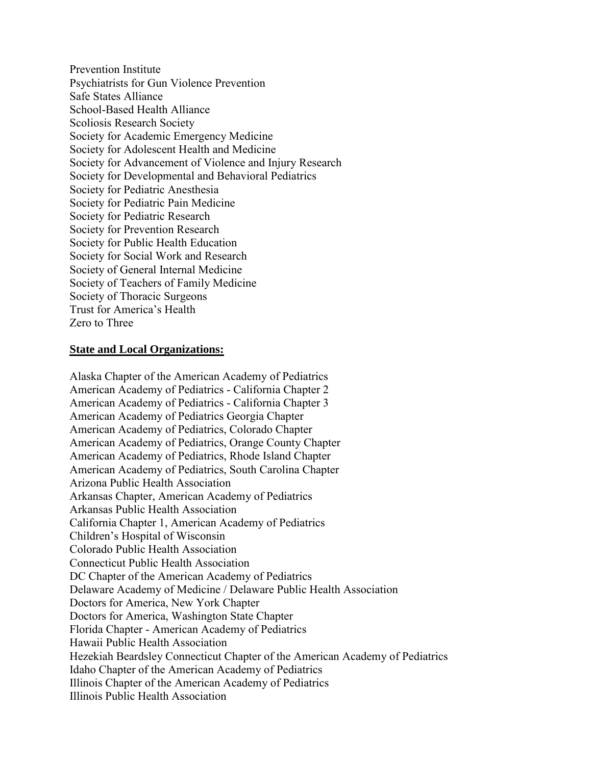Prevention Institute
Psychiatrists for Gun Violence Prevention
Safe States Alliance
School-Based Health Alliance
Scoliosis Research Society
Society for Academic Emergency Medicine
Society for Adolescent Health and Medicine
Society for Advancement of Violence and Injury Research
Society for Developmental and Behavioral Pediatrics
Society for Pediatric Anesthesia
Society for Pediatric Pain Medicine
Society for Pediatric Research
Society for Prevention Research
Society for Public Health Education
Society for Social Work and Research
Society of General Internal Medicine
Society of Teachers of Family Medicine
Society of Thoracic Surgeons
Trust for America's Health
Zero to Three

**State and Local Organizations:**

Alaska Chapter of the American Academy of Pediatrics
American Academy of Pediatrics - California Chapter 2
American Academy of Pediatrics - California Chapter 3
American Academy of Pediatrics Georgia Chapter
American Academy of Pediatrics, Colorado Chapter
American Academy of Pediatrics, Orange County Chapter
American Academy of Pediatrics, Rhode Island Chapter
American Academy of Pediatrics, South Carolina Chapter
Arizona Public Health Association
Arkansas Chapter, American Academy of Pediatrics
Arkansas Public Health Association
California Chapter 1, American Academy of Pediatrics
Children's Hospital of Wisconsin
Colorado Public Health Association
Connecticut Public Health Association
DC Chapter of the American Academy of Pediatrics
Delaware Academy of Medicine / Delaware Public Health Association
Doctors for America, New York Chapter
Doctors for America, Washington State Chapter
Florida Chapter - American Academy of Pediatrics
Hawaii Public Health Association
Hezekiah Beardsley Connecticut Chapter of the American Academy of Pediatrics
Idaho Chapter of the American Academy of Pediatrics
Illinois Chapter of the American Academy of Pediatrics
Illinois Public Health Association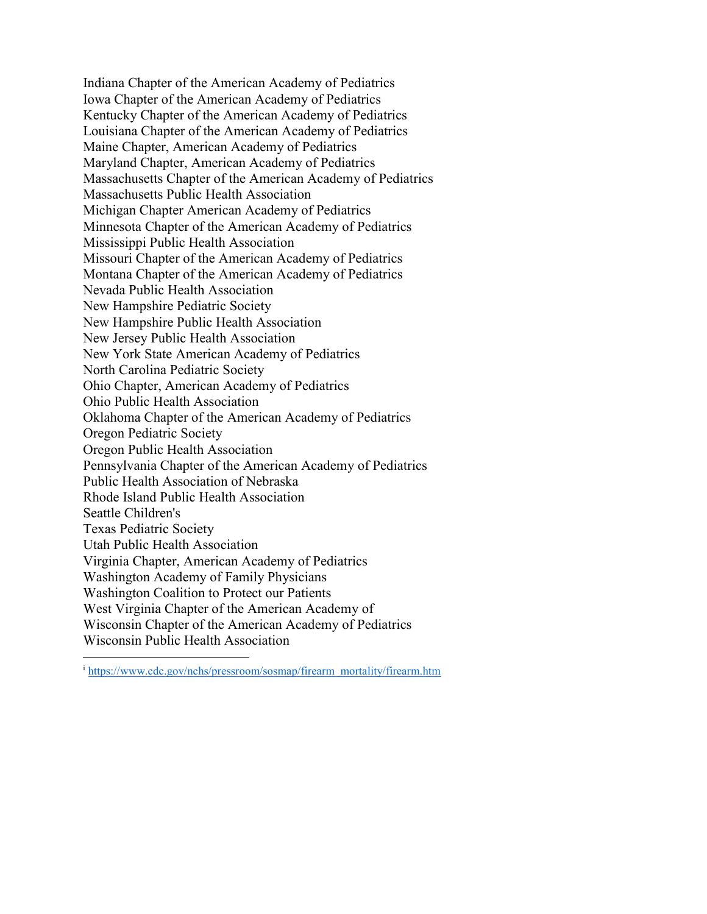Indiana Chapter of the American Academy of Pediatrics
Iowa Chapter of the American Academy of Pediatrics
Kentucky Chapter of the American Academy of Pediatrics
Louisiana Chapter of the American Academy of Pediatrics
Maine Chapter, American Academy of Pediatrics
Maryland Chapter, American Academy of Pediatrics
Massachusetts Chapter of the American Academy of Pediatrics
Massachusetts Public Health Association
Michigan Chapter American Academy of Pediatrics
Minnesota Chapter of the American Academy of Pediatrics
Mississippi Public Health Association
Missouri Chapter of the American Academy of Pediatrics
Montana Chapter of the American Academy of Pediatrics
Nevada Public Health Association
New Hampshire Pediatric Society
New Hampshire Public Health Association
New Jersey Public Health Association
New York State American Academy of Pediatrics
North Carolina Pediatric Society
Ohio Chapter, American Academy of Pediatrics
Ohio Public Health Association
Oklahoma Chapter of the American Academy of Pediatrics
Oregon Pediatric Society
Oregon Public Health Association
Pennsylvania Chapter of the American Academy of Pediatrics
Public Health Association of Nebraska
Rhode Island Public Health Association
Seattle Children's
Texas Pediatric Society
Utah Public Health Association
Virginia Chapter, American Academy of Pediatrics
Washington Academy of Family Physicians
Washington Coalition to Protect our Patients
West Virginia Chapter of the American Academy of
Wisconsin Chapter of the American Academy of Pediatrics
Wisconsin Public Health Association

---

[i] https://www.cdc.gov/nchs/pressroom/sosmap/firearm_mortality/firearm.htm